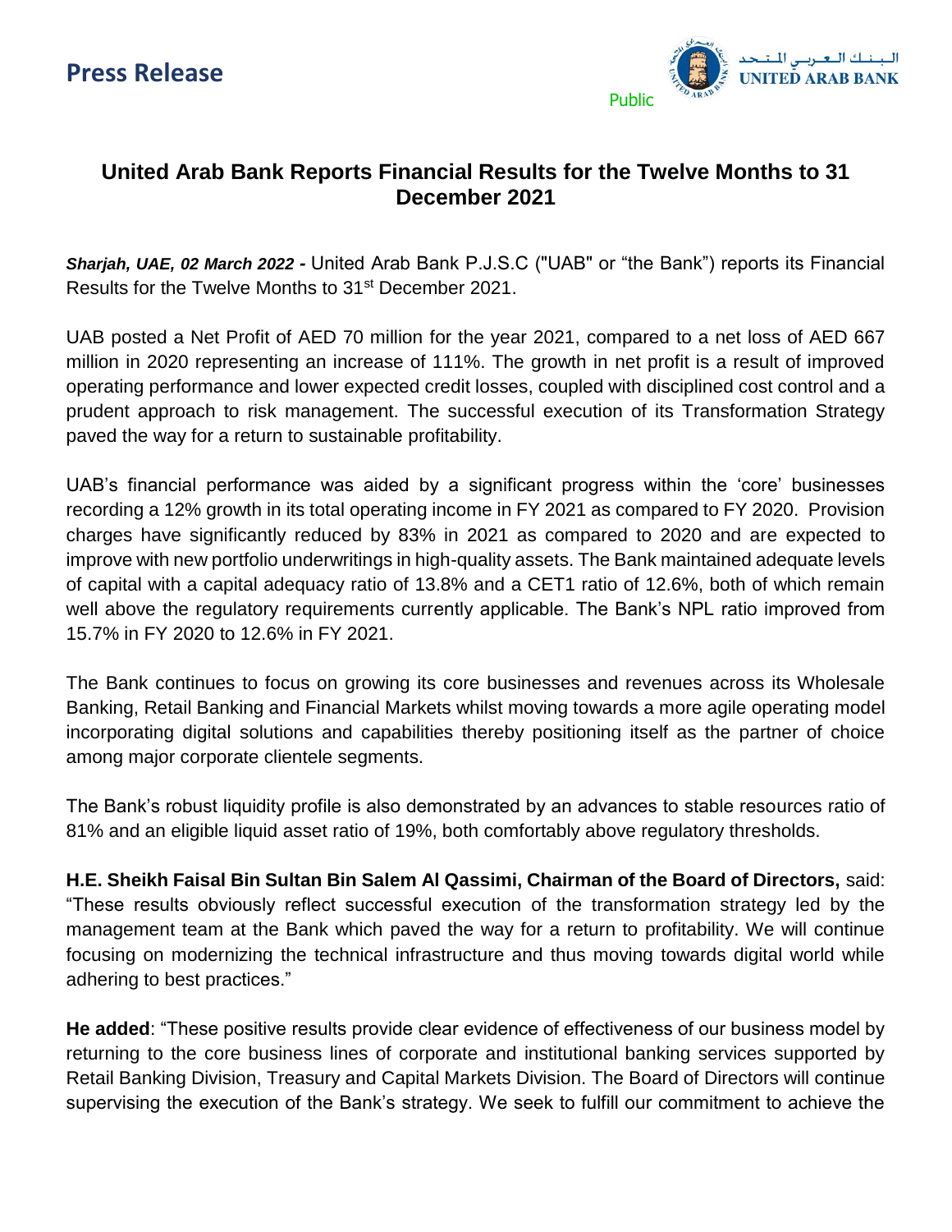# Press Release

Public

الـبـنـك الـعـربـي الـمـتـحـد
UNITED ARAB BANK

## United Arab Bank Reports Financial Results for the Twelve Months to 31 December 2021

***Sharjah, UAE, 02 March 2022 -*** United Arab Bank P.J.S.C ("UAB" or "the Bank") reports its Financial Results for the Twelve Months to 31st December 2021.

UAB posted a Net Profit of AED 70 million for the year 2021, compared to a net loss of AED 667 million in 2020 representing an increase of 111%. The growth in net profit is a result of improved operating performance and lower expected credit losses, coupled with disciplined cost control and a prudent approach to risk management. The successful execution of its Transformation Strategy paved the way for a return to sustainable profitability.

UAB's financial performance was aided by a significant progress within the 'core' businesses recording a 12% growth in its total operating income in FY 2021 as compared to FY 2020. Provision charges have significantly reduced by 83% in 2021 as compared to 2020 and are expected to improve with new portfolio underwritings in high-quality assets. The Bank maintained adequate levels of capital with a capital adequacy ratio of 13.8% and a CET1 ratio of 12.6%, both of which remain well above the regulatory requirements currently applicable. The Bank's NPL ratio improved from 15.7% in FY 2020 to 12.6% in FY 2021.

The Bank continues to focus on growing its core businesses and revenues across its Wholesale Banking, Retail Banking and Financial Markets whilst moving towards a more agile operating model incorporating digital solutions and capabilities thereby positioning itself as the partner of choice among major corporate clientele segments.

The Bank's robust liquidity profile is also demonstrated by an advances to stable resources ratio of 81% and an eligible liquid asset ratio of 19%, both comfortably above regulatory thresholds.

**H.E. Sheikh Faisal Bin Sultan Bin Salem Al Qassimi, Chairman of the Board of Directors,** said: "These results obviously reflect successful execution of the transformation strategy led by the management team at the Bank which paved the way for a return to profitability. We will continue focusing on modernizing the technical infrastructure and thus moving towards digital world while adhering to best practices."

**He added**: "These positive results provide clear evidence of effectiveness of our business model by returning to the core business lines of corporate and institutional banking services supported by Retail Banking Division, Treasury and Capital Markets Division. The Board of Directors will continue supervising the execution of the Bank's strategy. We seek to fulfill our commitment to achieve the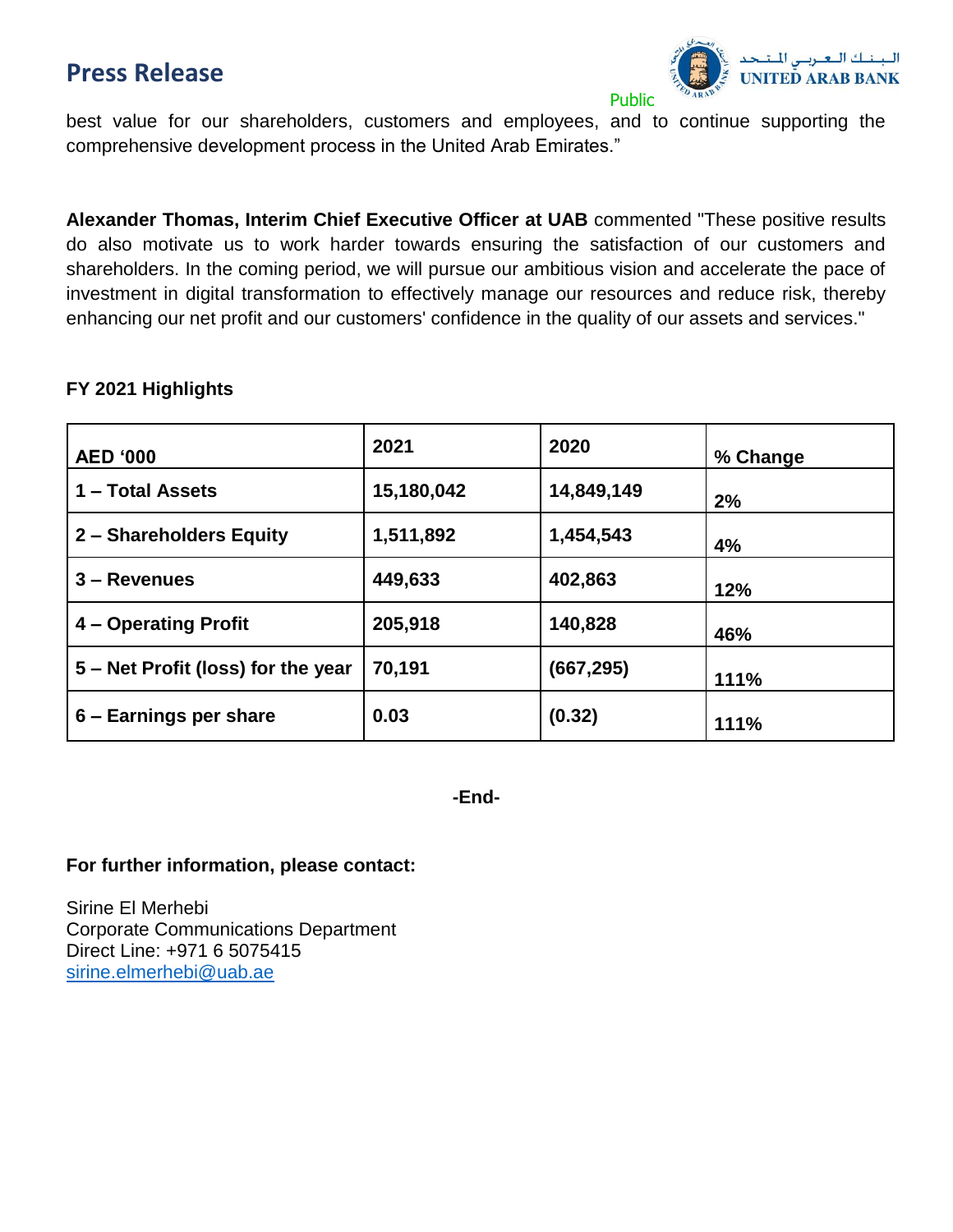best value for our shareholders, customers and employees, and to continue supporting the comprehensive development process in the United Arab Emirates."

**Alexander Thomas, Interim Chief Executive Officer at UAB** commented "These positive results do also motivate us to work harder towards ensuring the satisfaction of our customers and shareholders. In the coming period, we will pursue our ambitious vision and accelerate the pace of investment in digital transformation to effectively manage our resources and reduce risk, thereby enhancing our net profit and our customers' confidence in the quality of our assets and services."

**FY 2021 Highlights**

| AED '000 | 2021 | 2020 | % Change |
|---|---|---|---|
| 1 – Total Assets | 15,180,042 | 14,849,149 | 2% |
| 2 – Shareholders Equity | 1,511,892 | 1,454,543 | 4% |
| 3 – Revenues | 449,633 | 402,863 | 12% |
| 4 – Operating Profit | 205,918 | 140,828 | 46% |
| 5 – Net Profit (loss) for the year | 70,191 | (667,295) | 111% |
| 6 – Earnings per share | 0.03 | (0.32) | 111% |

-End-

**For further information, please contact:**

Sirine El Merhebi
Corporate Communications Department
Direct Line: +971 6 5075415
sirine.elmerhebi@uab.ae